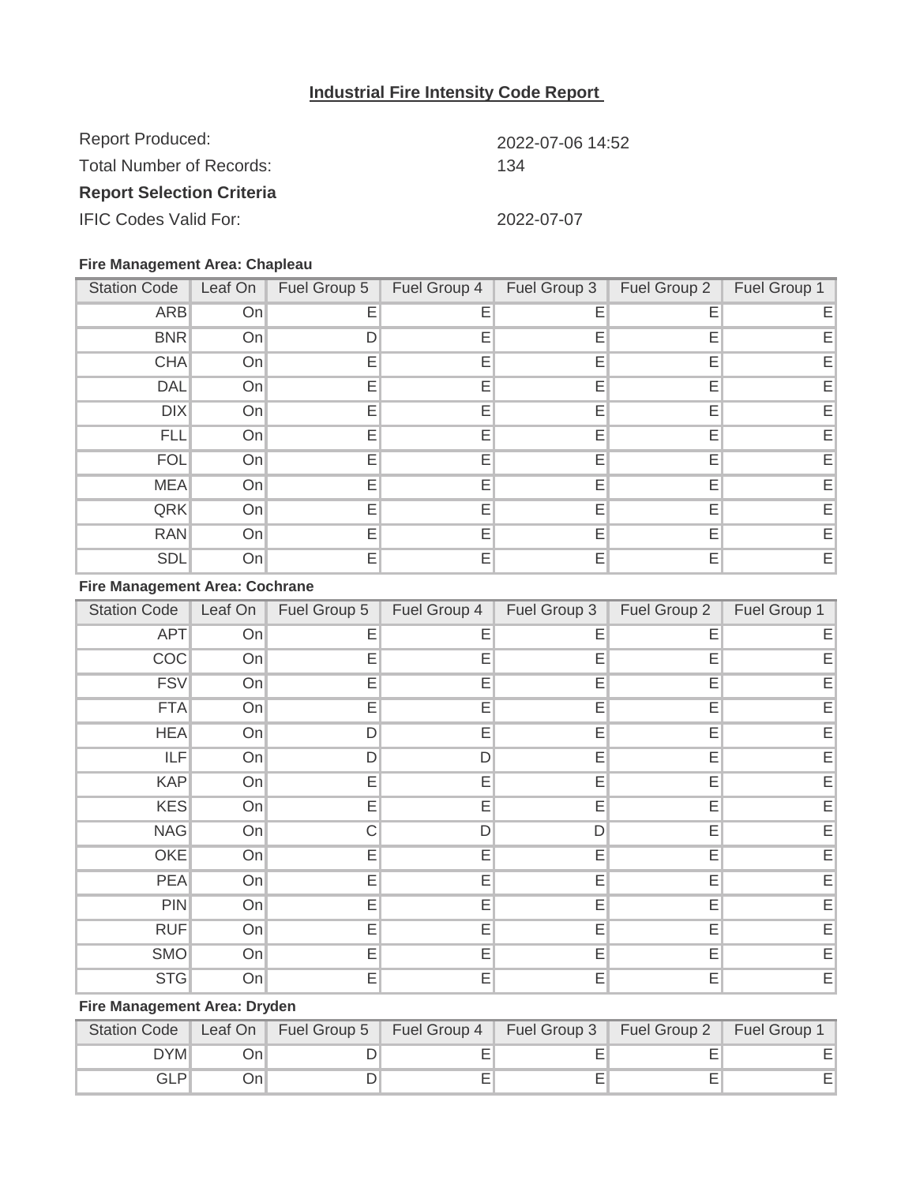# Industrial Fire Intensity Code Report

Report Produced: 2022-07-06 14:52

Total Number of Records: 134

**Report Selection Criteria**

IFIC Codes Valid For: 2022-07-07

**Fire Management Area: Chapleau**

| Station Code | Leaf On | Fuel Group 5 | Fuel Group 4 | Fuel Group 3 | Fuel Group 2 | Fuel Group 1 |
|---|---|---|---|---|---|---|
| ARB | On | E | E | E | E | E |
| BNR | On | D | E | E | E | E |
| CHA | On | E | E | E | E | E |
| DAL | On | E | E | E | E | E |
| DIX | On | E | E | E | E | E |
| FLL | On | E | E | E | E | E |
| FOL | On | E | E | E | E | E |
| MEA | On | E | E | E | E | E |
| QRK | On | E | E | E | E | E |
| RAN | On | E | E | E | E | E |
| SDL | On | E | E | E | E | E |

**Fire Management Area: Cochrane**

| Station Code | Leaf On | Fuel Group 5 | Fuel Group 4 | Fuel Group 3 | Fuel Group 2 | Fuel Group 1 |
|---|---|---|---|---|---|---|
| APT | On | E | E | E | E | E |
| COC | On | E | E | E | E | E |
| FSV | On | E | E | E | E | E |
| FTA | On | E | E | E | E | E |
| HEA | On | D | E | E | E | E |
| ILF | On | D | D | E | E | E |
| KAP | On | E | E | E | E | E |
| KES | On | E | E | E | E | E |
| NAG | On | C | D | D | E | E |
| OKE | On | E | E | E | E | E |
| PEA | On | E | E | E | E | E |
| PIN | On | E | E | E | E | E |
| RUF | On | E | E | E | E | E |
| SMO | On | E | E | E | E | E |
| STG | On | E | E | E | E | E |

**Fire Management Area: Dryden**

| Station Code | Leaf On | Fuel Group 5 | Fuel Group 4 | Fuel Group 3 | Fuel Group 2 | Fuel Group 1 |
|---|---|---|---|---|---|---|
| DYM | On | D | E | E | E | E |
| GLP | On | D | E | E | E | E |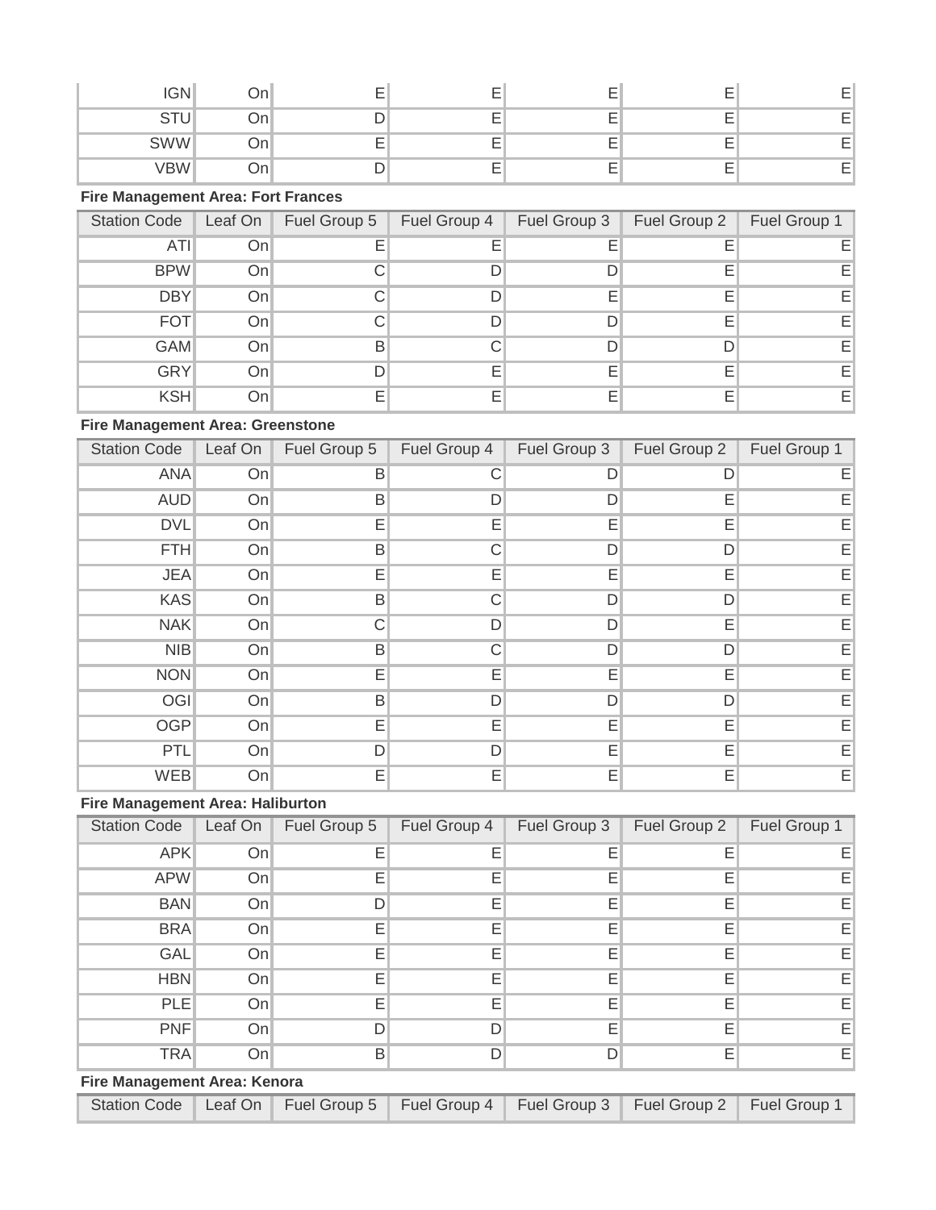| Station Code | Leaf On | Fuel Group 5 | Fuel Group 4 | Fuel Group 3 | Fuel Group 2 | Fuel Group 1 |
|---|---|---|---|---|---|---|
| IGN | On | E | E | E | E | E |
| STU | On | D | E | E | E | E |
| SWW | On | E | E | E | E | E |
| VBW | On | D | E | E | E | E |

**Fire Management Area: Fort Frances**

| Station Code | Leaf On | Fuel Group 5 | Fuel Group 4 | Fuel Group 3 | Fuel Group 2 | Fuel Group 1 |
|---|---|---|---|---|---|---|
| ATI | On | E | E | E | E | E |
| BPW | On | C | D | D | E | E |
| DBY | On | C | D | E | E | E |
| FOT | On | C | D | D | E | E |
| GAM | On | B | C | D | D | E |
| GRY | On | D | E | E | E | E |
| KSH | On | E | E | E | E | E |

**Fire Management Area: Greenstone**

| Station Code | Leaf On | Fuel Group 5 | Fuel Group 4 | Fuel Group 3 | Fuel Group 2 | Fuel Group 1 |
|---|---|---|---|---|---|---|
| ANA | On | B | C | D | D | E |
| AUD | On | B | D | D | E | E |
| DVL | On | E | E | E | E | E |
| FTH | On | B | C | D | D | E |
| JEA | On | E | E | E | E | E |
| KAS | On | B | C | D | D | E |
| NAK | On | C | D | D | E | E |
| NIB | On | B | C | D | D | E |
| NON | On | E | E | E | E | E |
| OGI | On | B | D | D | D | E |
| OGP | On | E | E | E | E | E |
| PTL | On | D | D | E | E | E |
| WEB | On | E | E | E | E | E |

**Fire Management Area: Haliburton**

| Station Code | Leaf On | Fuel Group 5 | Fuel Group 4 | Fuel Group 3 | Fuel Group 2 | Fuel Group 1 |
|---|---|---|---|---|---|---|
| APK | On | E | E | E | E | E |
| APW | On | E | E | E | E | E |
| BAN | On | D | E | E | E | E |
| BRA | On | E | E | E | E | E |
| GAL | On | E | E | E | E | E |
| HBN | On | E | E | E | E | E |
| PLE | On | E | E | E | E | E |
| PNF | On | D | D | E | E | E |
| TRA | On | B | D | D | E | E |

**Fire Management Area: Kenora**

| Station Code | Leaf On | Fuel Group 5 | Fuel Group 4 | Fuel Group 3 | Fuel Group 2 | Fuel Group 1 |
|---|---|---|---|---|---|---|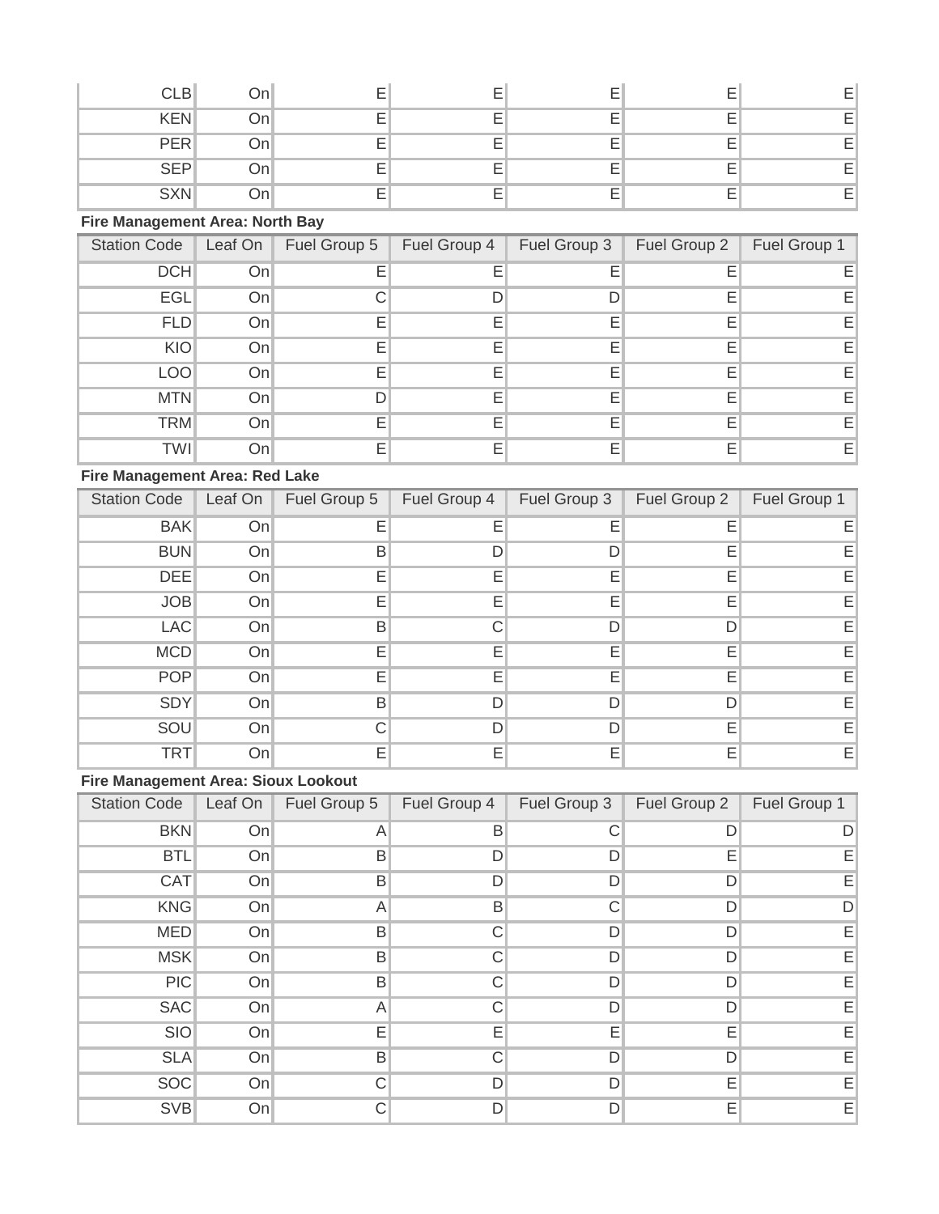| Station Code | Leaf On | Fuel Group 5 | Fuel Group 4 | Fuel Group 3 | Fuel Group 2 | Fuel Group 1 |
|---|---|---|---|---|---|---|
| CLB | On | E | E | E | E | E |
| KEN | On | E | E | E | E | E |
| PER | On | E | E | E | E | E |
| SEP | On | E | E | E | E | E |
| SXN | On | E | E | E | E | E |

**Fire Management Area: North Bay**

| Station Code | Leaf On | Fuel Group 5 | Fuel Group 4 | Fuel Group 3 | Fuel Group 2 | Fuel Group 1 |
|---|---|---|---|---|---|---|
| DCH | On | E | E | E | E | E |
| EGL | On | C | D | D | E | E |
| FLD | On | E | E | E | E | E |
| KIO | On | E | E | E | E | E |
| LOO | On | E | E | E | E | E |
| MTN | On | D | E | E | E | E |
| TRM | On | E | E | E | E | E |
| TWI | On | E | E | E | E | E |

**Fire Management Area: Red Lake**

| Station Code | Leaf On | Fuel Group 5 | Fuel Group 4 | Fuel Group 3 | Fuel Group 2 | Fuel Group 1 |
|---|---|---|---|---|---|---|
| BAK | On | E | E | E | E | E |
| BUN | On | B | D | D | E | E |
| DEE | On | E | E | E | E | E |
| JOB | On | E | E | E | E | E |
| LAC | On | B | C | D | D | E |
| MCD | On | E | E | E | E | E |
| POP | On | E | E | E | E | E |
| SDY | On | B | D | D | D | E |
| SOU | On | C | D | D | E | E |
| TRT | On | E | E | E | E | E |

**Fire Management Area: Sioux Lookout**

| Station Code | Leaf On | Fuel Group 5 | Fuel Group 4 | Fuel Group 3 | Fuel Group 2 | Fuel Group 1 |
|---|---|---|---|---|---|---|
| BKN | On | A | B | C | D | D |
| BTL | On | B | D | D | E | E |
| CAT | On | B | D | D | D | E |
| KNG | On | A | B | C | D | D |
| MED | On | B | C | D | D | E |
| MSK | On | B | C | D | D | E |
| PIC | On | B | C | D | D | E |
| SAC | On | A | C | D | D | E |
| SIO | On | E | E | E | E | E |
| SLA | On | B | C | D | D | E |
| SOC | On | C | D | D | E | E |
| SVB | On | C | D | D | E | E |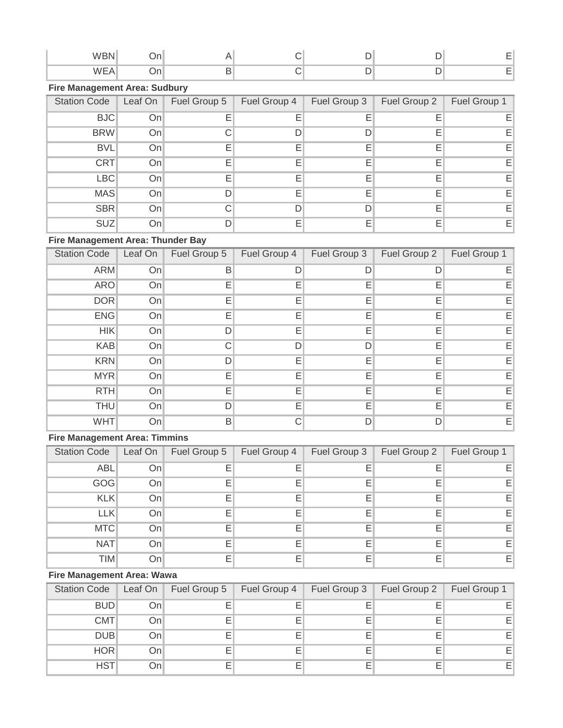| Station Code | Leaf On | Fuel Group 5 | Fuel Group 4 | Fuel Group 3 | Fuel Group 2 | Fuel Group 1 |
|---|---|---|---|---|---|---|
| WBN | On | A | C | D | D | E |
| WEA | On | B | C | D | D | E |

**Fire Management Area: Sudbury**

| Station Code | Leaf On | Fuel Group 5 | Fuel Group 4 | Fuel Group 3 | Fuel Group 2 | Fuel Group 1 |
|---|---|---|---|---|---|---|
| BJC | On | E | E | E | E | E |
| BRW | On | C | D | D | E | E |
| BVL | On | E | E | E | E | E |
| CRT | On | E | E | E | E | E |
| LBC | On | E | E | E | E | E |
| MAS | On | D | E | E | E | E |
| SBR | On | C | D | D | E | E |
| SUZ | On | D | E | E | E | E |

**Fire Management Area: Thunder Bay**

| Station Code | Leaf On | Fuel Group 5 | Fuel Group 4 | Fuel Group 3 | Fuel Group 2 | Fuel Group 1 |
|---|---|---|---|---|---|---|
| ARM | On | B | D | D | D | E |
| ARO | On | E | E | E | E | E |
| DOR | On | E | E | E | E | E |
| ENG | On | E | E | E | E | E |
| HIK | On | D | E | E | E | E |
| KAB | On | C | D | D | E | E |
| KRN | On | D | E | E | E | E |
| MYR | On | E | E | E | E | E |
| RTH | On | E | E | E | E | E |
| THU | On | D | E | E | E | E |
| WHT | On | B | C | D | D | E |

**Fire Management Area: Timmins**

| Station Code | Leaf On | Fuel Group 5 | Fuel Group 4 | Fuel Group 3 | Fuel Group 2 | Fuel Group 1 |
|---|---|---|---|---|---|---|
| ABL | On | E | E | E | E | E |
| GOG | On | E | E | E | E | E |
| KLK | On | E | E | E | E | E |
| LLK | On | E | E | E | E | E |
| MTC | On | E | E | E | E | E |
| NAT | On | E | E | E | E | E |
| TIM | On | E | E | E | E | E |

**Fire Management Area: Wawa**

| Station Code | Leaf On | Fuel Group 5 | Fuel Group 4 | Fuel Group 3 | Fuel Group 2 | Fuel Group 1 |
|---|---|---|---|---|---|---|
| BUD | On | E | E | E | E | E |
| CMT | On | E | E | E | E | E |
| DUB | On | E | E | E | E | E |
| HOR | On | E | E | E | E | E |
| HST | On | E | E | E | E | E |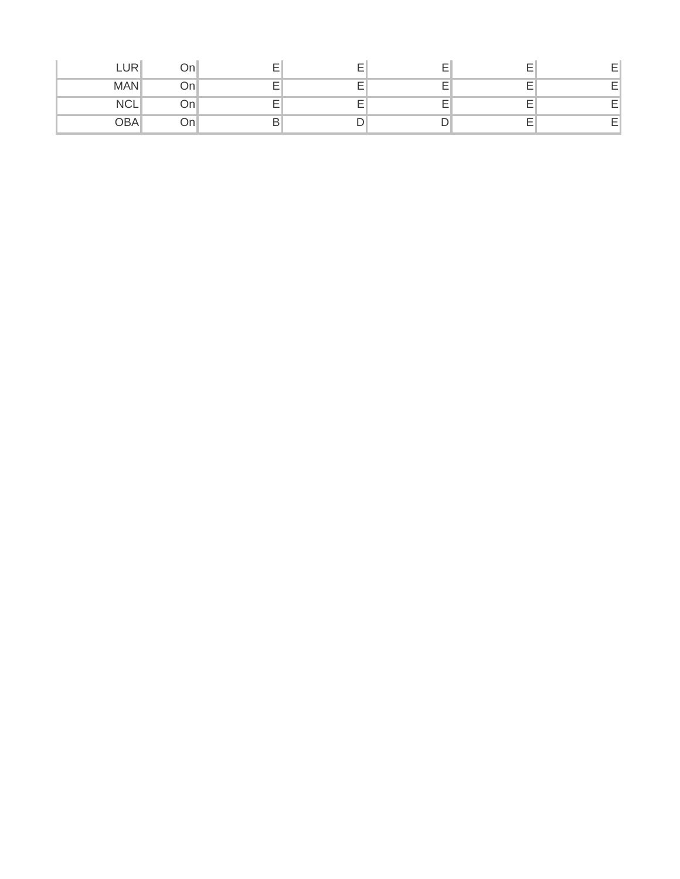| | | | | | | |
|---|---|---|---|---|---|---|
| LUR | On | E | E | E | E | E |
| MAN | On | E | E | E | E | E |
| NCL | On | E | E | E | E | E |
| OBA | On | B | D | D | E | E |